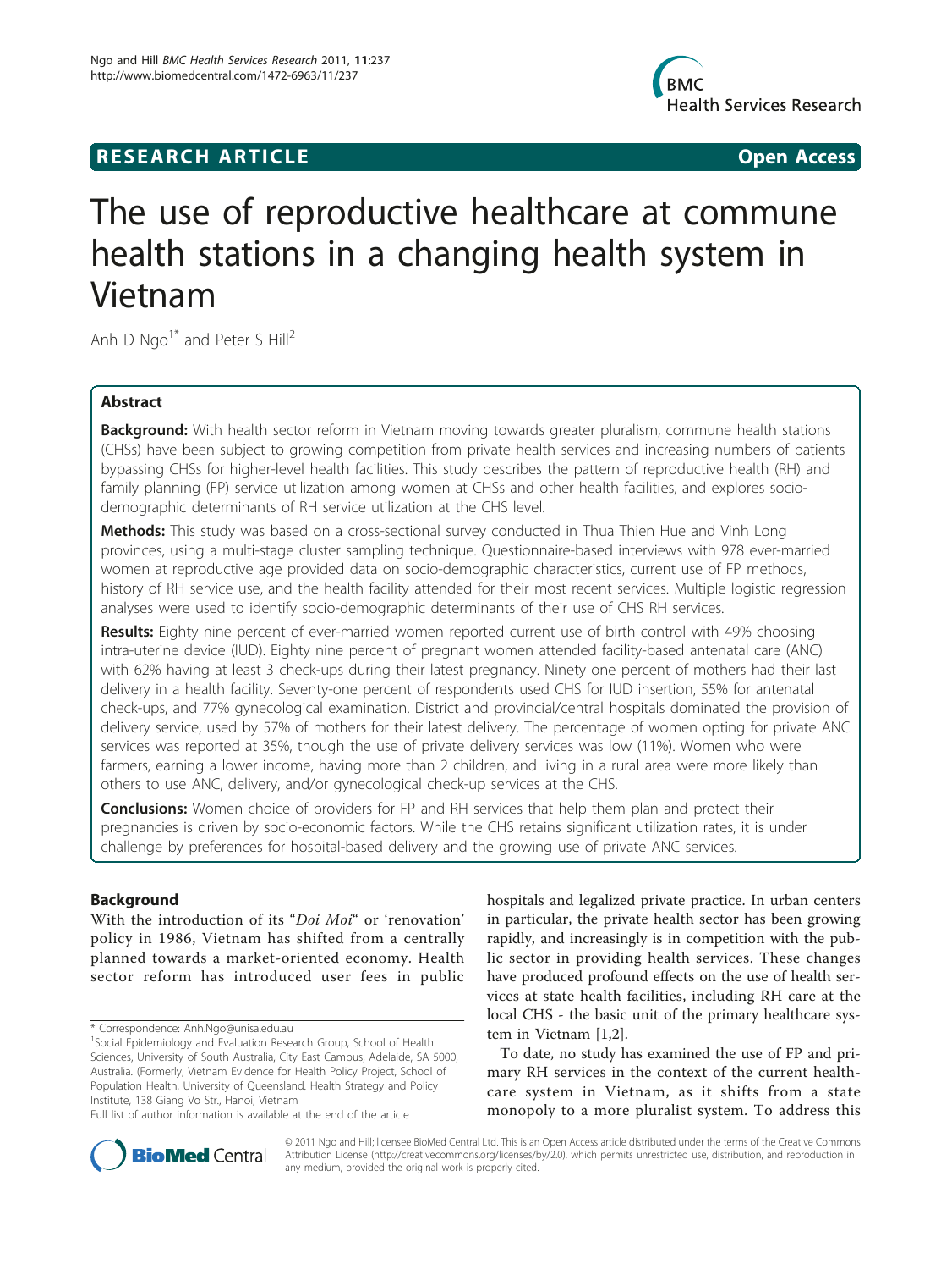RESEARCH ARTICLE Open Access

# The use of reproductive healthcare at commune health stations in a changing health system in Vietnam

Anh D Ngo[1*] and Peter S Hill[2]

## Abstract

**Background:** With health sector reform in Vietnam moving towards greater pluralism, commune health stations (CHSs) have been subject to growing competition from private health services and increasing numbers of patients bypassing CHSs for higher-level health facilities. This study describes the pattern of reproductive health (RH) and family planning (FP) service utilization among women at CHSs and other health facilities, and explores socio-demographic determinants of RH service utilization at the CHS level.

**Methods:** This study was based on a cross-sectional survey conducted in Thua Thien Hue and Vinh Long provinces, using a multi-stage cluster sampling technique. Questionnaire-based interviews with 978 ever-married women at reproductive age provided data on socio-demographic characteristics, current use of FP methods, history of RH service use, and the health facility attended for their most recent services. Multiple logistic regression analyses were used to identify socio-demographic determinants of their use of CHS RH services.

**Results:** Eighty nine percent of ever-married women reported current use of birth control with 49% choosing intra-uterine device (IUD). Eighty nine percent of pregnant women attended facility-based antenatal care (ANC) with 62% having at least 3 check-ups during their latest pregnancy. Ninety one percent of mothers had their last delivery in a health facility. Seventy-one percent of respondents used CHS for IUD insertion, 55% for antenatal check-ups, and 77% gynecological examination. District and provincial/central hospitals dominated the provision of delivery service, used by 57% of mothers for their latest delivery. The percentage of women opting for private ANC services was reported at 35%, though the use of private delivery services was low (11%). Women who were farmers, earning a lower income, having more than 2 children, and living in a rural area were more likely than others to use ANC, delivery, and/or gynecological check-up services at the CHS.

**Conclusions:** Women choice of providers for FP and RH services that help them plan and protect their pregnancies is driven by socio-economic factors. While the CHS retains significant utilization rates, it is under challenge by preferences for hospital-based delivery and the growing use of private ANC services.

## Background

With the introduction of its "*Doi Moi*" or 'renovation' policy in 1986, Vietnam has shifted from a centrally planned towards a market-oriented economy. Health sector reform has introduced user fees in public hospitals and legalized private practice. In urban centers in particular, the private health sector has been growing rapidly, and increasingly is in competition with the public sector in providing health services. These changes have produced profound effects on the use of health services at state health facilities, including RH care at the local CHS - the basic unit of the primary healthcare system in Vietnam [1,2].

To date, no study has examined the use of FP and primary RH services in the context of the current healthcare system in Vietnam, as it shifts from a state monopoly to a more pluralist system. To address this

\* Correspondence: Anh.Ngo@unisa.edu.au
[1]Social Epidemiology and Evaluation Research Group, School of Health Sciences, University of South Australia, City East Campus, Adelaide, SA 5000, Australia. (Formerly, Vietnam Evidence for Health Policy Project, School of Population Health, University of Queensland. Health Strategy and Policy Institute, 138 Giang Vo Str., Hanoi, Vietnam
Full list of author information is available at the end of the article

© 2011 Ngo and Hill; licensee BioMed Central Ltd. This is an Open Access article distributed under the terms of the Creative Commons Attribution License (http://creativecommons.org/licenses/by/2.0), which permits unrestricted use, distribution, and reproduction in any medium, provided the original work is properly cited.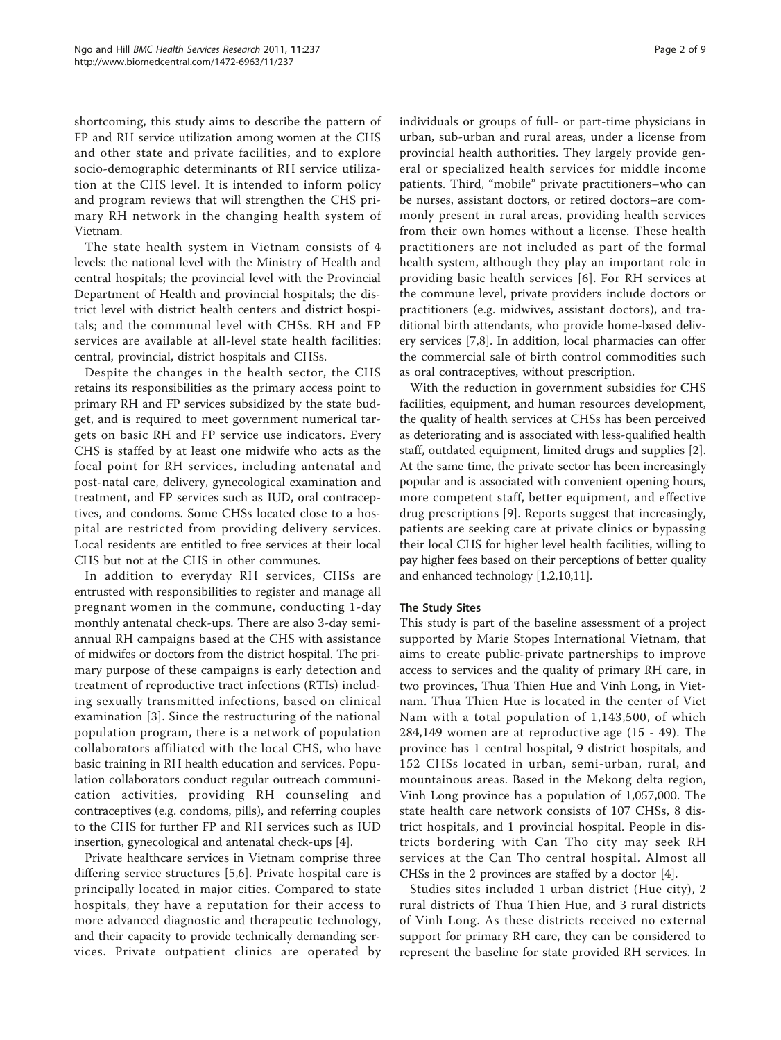shortcoming, this study aims to describe the pattern of FP and RH service utilization among women at the CHS and other state and private facilities, and to explore socio-demographic determinants of RH service utilization at the CHS level. It is intended to inform policy and program reviews that will strengthen the CHS primary RH network in the changing health system of Vietnam.

The state health system in Vietnam consists of 4 levels: the national level with the Ministry of Health and central hospitals; the provincial level with the Provincial Department of Health and provincial hospitals; the district level with district health centers and district hospitals; and the communal level with CHSs. RH and FP services are available at all-level state health facilities: central, provincial, district hospitals and CHSs.

Despite the changes in the health sector, the CHS retains its responsibilities as the primary access point to primary RH and FP services subsidized by the state budget, and is required to meet government numerical targets on basic RH and FP service use indicators. Every CHS is staffed by at least one midwife who acts as the focal point for RH services, including antenatal and post-natal care, delivery, gynecological examination and treatment, and FP services such as IUD, oral contraceptives, and condoms. Some CHSs located close to a hospital are restricted from providing delivery services. Local residents are entitled to free services at their local CHS but not at the CHS in other communes.

In addition to everyday RH services, CHSs are entrusted with responsibilities to register and manage all pregnant women in the commune, conducting 1-day monthly antenatal check-ups. There are also 3-day semi-annual RH campaigns based at the CHS with assistance of midwifes or doctors from the district hospital. The primary purpose of these campaigns is early detection and treatment of reproductive tract infections (RTIs) including sexually transmitted infections, based on clinical examination [3]. Since the restructuring of the national population program, there is a network of population collaborators affiliated with the local CHS, who have basic training in RH health education and services. Population collaborators conduct regular outreach communication activities, providing RH counseling and contraceptives (e.g. condoms, pills), and referring couples to the CHS for further FP and RH services such as IUD insertion, gynecological and antenatal check-ups [4].

Private healthcare services in Vietnam comprise three differing service structures [5,6]. Private hospital care is principally located in major cities. Compared to state hospitals, they have a reputation for their access to more advanced diagnostic and therapeutic technology, and their capacity to provide technically demanding services. Private outpatient clinics are operated by individuals or groups of full- or part-time physicians in urban, sub-urban and rural areas, under a license from provincial health authorities. They largely provide general or specialized health services for middle income patients. Third, "mobile" private practitioners–who can be nurses, assistant doctors, or retired doctors–are commonly present in rural areas, providing health services from their own homes without a license. These health practitioners are not included as part of the formal health system, although they play an important role in providing basic health services [6]. For RH services at the commune level, private providers include doctors or practitioners (e.g. midwives, assistant doctors), and traditional birth attendants, who provide home-based delivery services [7,8]. In addition, local pharmacies can offer the commercial sale of birth control commodities such as oral contraceptives, without prescription.

With the reduction in government subsidies for CHS facilities, equipment, and human resources development, the quality of health services at CHSs has been perceived as deteriorating and is associated with less-qualified health staff, outdated equipment, limited drugs and supplies [2]. At the same time, the private sector has been increasingly popular and is associated with convenient opening hours, more competent staff, better equipment, and effective drug prescriptions [9]. Reports suggest that increasingly, patients are seeking care at private clinics or bypassing their local CHS for higher level health facilities, willing to pay higher fees based on their perceptions of better quality and enhanced technology [1,2,10,11].

### The Study Sites

This study is part of the baseline assessment of a project supported by Marie Stopes International Vietnam, that aims to create public-private partnerships to improve access to services and the quality of primary RH care, in two provinces, Thua Thien Hue and Vinh Long, in Vietnam. Thua Thien Hue is located in the center of Viet Nam with a total population of 1,143,500, of which 284,149 women are at reproductive age (15 - 49). The province has 1 central hospital, 9 district hospitals, and 152 CHSs located in urban, semi-urban, rural, and mountainous areas. Based in the Mekong delta region, Vinh Long province has a population of 1,057,000. The state health care network consists of 107 CHSs, 8 district hospitals, and 1 provincial hospital. People in districts bordering with Can Tho city may seek RH services at the Can Tho central hospital. Almost all CHSs in the 2 provinces are staffed by a doctor [4].

Studies sites included 1 urban district (Hue city), 2 rural districts of Thua Thien Hue, and 3 rural districts of Vinh Long. As these districts received no external support for primary RH care, they can be considered to represent the baseline for state provided RH services. In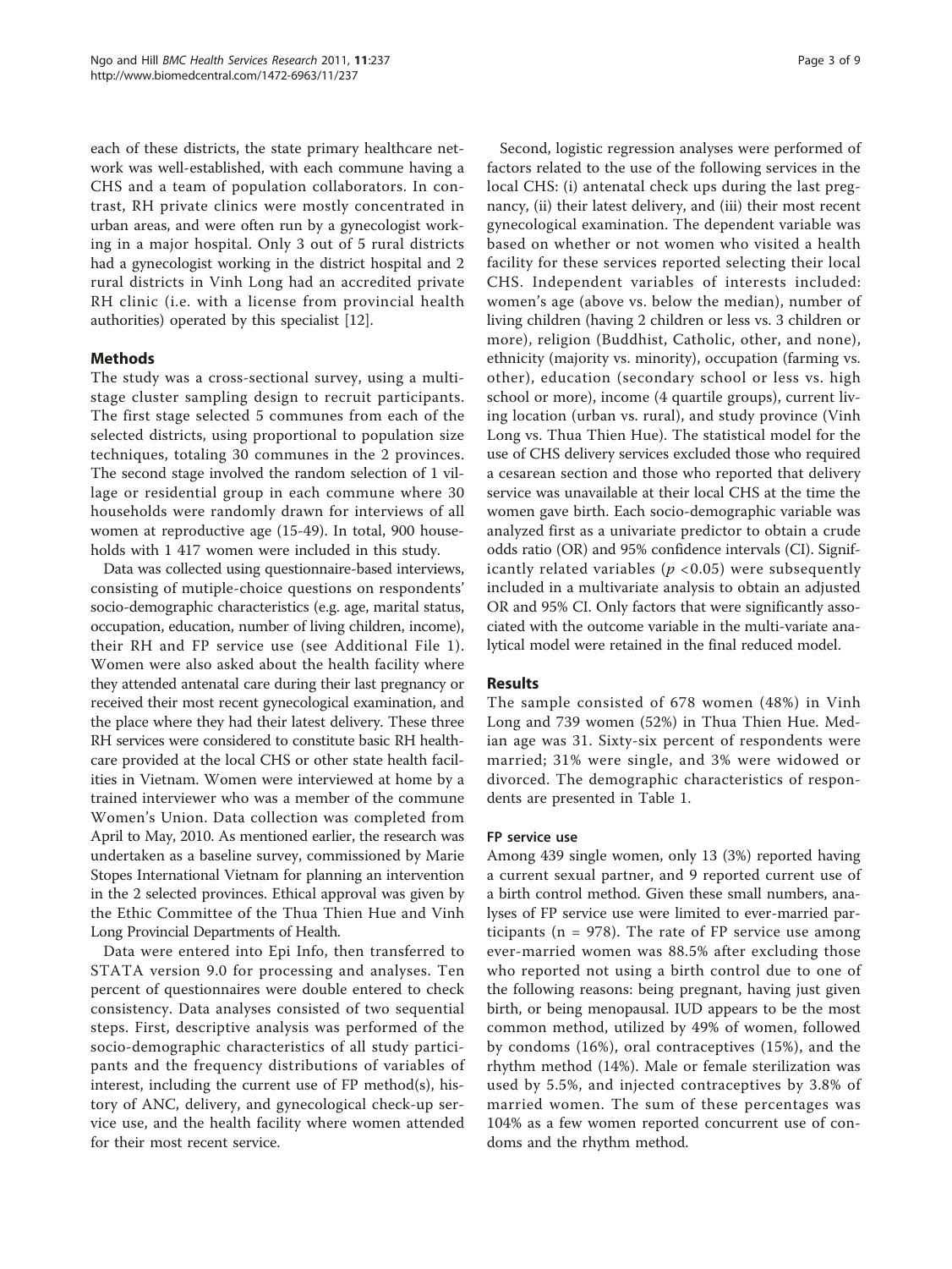each of these districts, the state primary healthcare network was well-established, with each commune having a CHS and a team of population collaborators. In contrast, RH private clinics were mostly concentrated in urban areas, and were often run by a gynecologist working in a major hospital. Only 3 out of 5 rural districts had a gynecologist working in the district hospital and 2 rural districts in Vinh Long had an accredited private RH clinic (i.e. with a license from provincial health authorities) operated by this specialist [12].

## Methods

The study was a cross-sectional survey, using a multistage cluster sampling design to recruit participants. The first stage selected 5 communes from each of the selected districts, using proportional to population size techniques, totaling 30 communes in the 2 provinces. The second stage involved the random selection of 1 village or residential group in each commune where 30 households were randomly drawn for interviews of all women at reproductive age (15-49). In total, 900 households with 1 417 women were included in this study.

Data was collected using questionnaire-based interviews, consisting of mutiple-choice questions on respondents' socio-demographic characteristics (e.g. age, marital status, occupation, education, number of living children, income), their RH and FP service use (see Additional File 1). Women were also asked about the health facility where they attended antenatal care during their last pregnancy or received their most recent gynecological examination, and the place where they had their latest delivery. These three RH services were considered to constitute basic RH healthcare provided at the local CHS or other state health facilities in Vietnam. Women were interviewed at home by a trained interviewer who was a member of the commune Women's Union. Data collection was completed from April to May, 2010. As mentioned earlier, the research was undertaken as a baseline survey, commissioned by Marie Stopes International Vietnam for planning an intervention in the 2 selected provinces. Ethical approval was given by the Ethic Committee of the Thua Thien Hue and Vinh Long Provincial Departments of Health.

Data were entered into Epi Info, then transferred to STATA version 9.0 for processing and analyses. Ten percent of questionnaires were double entered to check consistency. Data analyses consisted of two sequential steps. First, descriptive analysis was performed of the socio-demographic characteristics of all study participants and the frequency distributions of variables of interest, including the current use of FP method(s), history of ANC, delivery, and gynecological check-up service use, and the health facility where women attended for their most recent service.

Second, logistic regression analyses were performed of factors related to the use of the following services in the local CHS: (i) antenatal check ups during the last pregnancy, (ii) their latest delivery, and (iii) their most recent gynecological examination. The dependent variable was based on whether or not women who visited a health facility for these services reported selecting their local CHS. Independent variables of interests included: women's age (above vs. below the median), number of living children (having 2 children or less vs. 3 children or more), religion (Buddhist, Catholic, other, and none), ethnicity (majority vs. minority), occupation (farming vs. other), education (secondary school or less vs. high school or more), income (4 quartile groups), current living location (urban vs. rural), and study province (Vinh Long vs. Thua Thien Hue). The statistical model for the use of CHS delivery services excluded those who required a cesarean section and those who reported that delivery service was unavailable at their local CHS at the time the women gave birth. Each socio-demographic variable was analyzed first as a univariate predictor to obtain a crude odds ratio (OR) and 95% confidence intervals (CI). Significantly related variables ($p < 0.05$) were subsequently included in a multivariate analysis to obtain an adjusted OR and 95% CI. Only factors that were significantly associated with the outcome variable in the multi-variate analytical model were retained in the final reduced model.

## Results

The sample consisted of 678 women (48%) in Vinh Long and 739 women (52%) in Thua Thien Hue. Median age was 31. Sixty-six percent of respondents were married; 31% were single, and 3% were widowed or divorced. The demographic characteristics of respondents are presented in Table 1.

### FP service use

Among 439 single women, only 13 (3%) reported having a current sexual partner, and 9 reported current use of a birth control method. Given these small numbers, analyses of FP service use were limited to ever-married participants (n = 978). The rate of FP service use among ever-married women was 88.5% after excluding those who reported not using a birth control due to one of the following reasons: being pregnant, having just given birth, or being menopausal. IUD appears to be the most common method, utilized by 49% of women, followed by condoms (16%), oral contraceptives (15%), and the rhythm method (14%). Male or female sterilization was used by 5.5%, and injected contraceptives by 3.8% of married women. The sum of these percentages was 104% as a few women reported concurrent use of condoms and the rhythm method.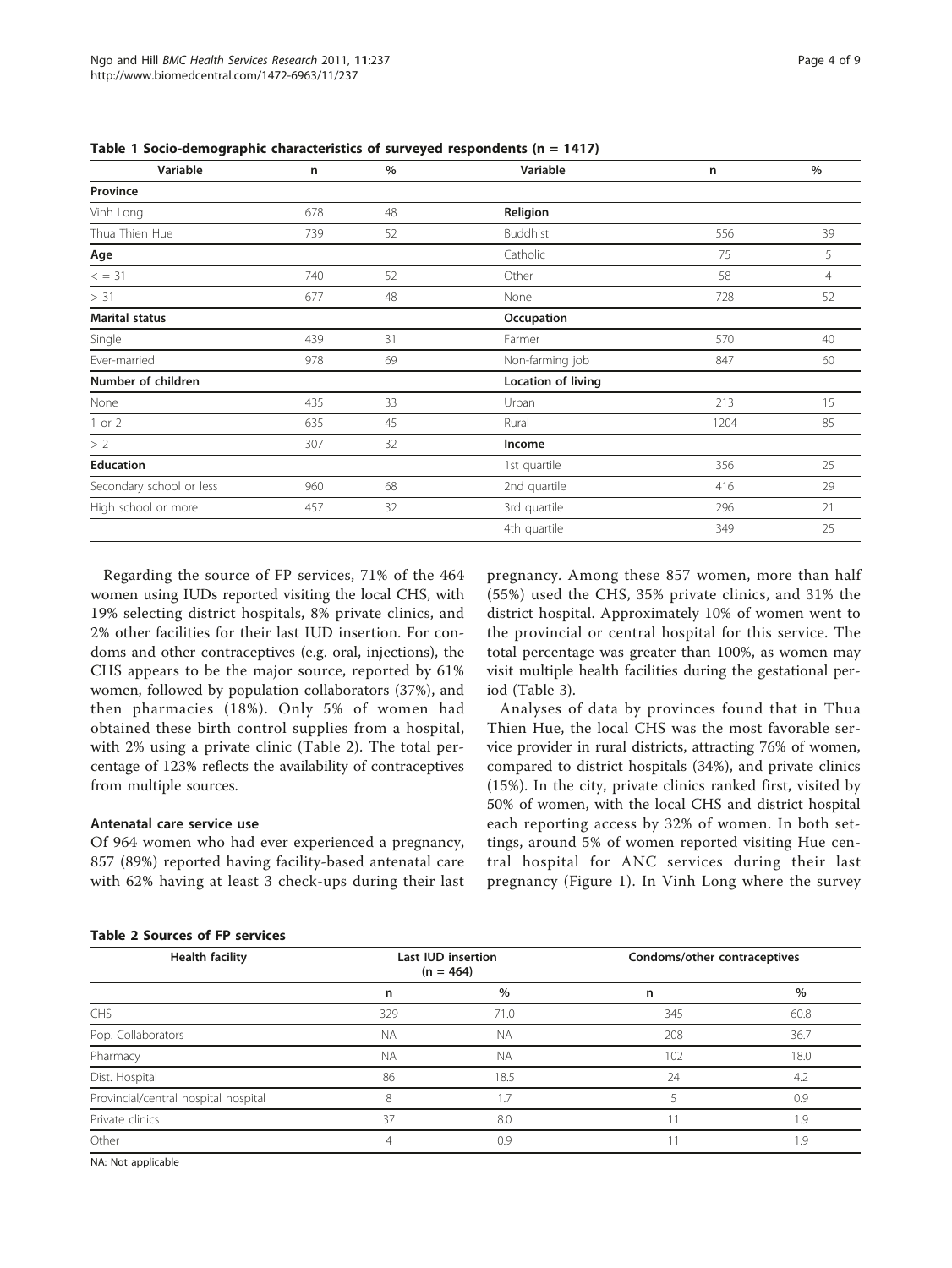**Table 1 Socio-demographic characteristics of surveyed respondents (n = 1417)**

| Variable | n | % | Variable | n | % |
|---|---|---|---|---|---|
| **Province** | | | | | |
| Vinh Long | 678 | 48 | **Religion** | | |
| Thua Thien Hue | 739 | 52 | Buddhist | 556 | 39 |
| **Age** | | | Catholic | 75 | 5 |
| < = 31 | 740 | 52 | Other | 58 | 4 |
| > 31 | 677 | 48 | None | 728 | 52 |
| **Marital status** | | | **Occupation** | | |
| Single | 439 | 31 | Farmer | 570 | 40 |
| Ever-married | 978 | 69 | Non-farming job | 847 | 60 |
| **Number of children** | | | **Location of living** | | |
| None | 435 | 33 | Urban | 213 | 15 |
| 1 or 2 | 635 | 45 | Rural | 1204 | 85 |
| > 2 | 307 | 32 | **Income** | | |
| **Education** | | | 1st quartile | 356 | 25 |
| Secondary school or less | 960 | 68 | 2nd quartile | 416 | 29 |
| High school or more | 457 | 32 | 3rd quartile | 296 | 21 |
| | | | 4th quartile | 349 | 25 |

Regarding the source of FP services, 71% of the 464 women using IUDs reported visiting the local CHS, with 19% selecting district hospitals, 8% private clinics, and 2% other facilities for their last IUD insertion. For condoms and other contraceptives (e.g. oral, injections), the CHS appears to be the major source, reported by 61% women, followed by population collaborators (37%), and then pharmacies (18%). Only 5% of women had obtained these birth control supplies from a hospital, with 2% using a private clinic (Table 2). The total percentage of 123% reflects the availability of contraceptives from multiple sources.

### Antenatal care service use

Of 964 women who had ever experienced a pregnancy, 857 (89%) reported having facility-based antenatal care with 62% having at least 3 check-ups during their last pregnancy. Among these 857 women, more than half (55%) used the CHS, 35% private clinics, and 31% the district hospital. Approximately 10% of women went to the provincial or central hospital for this service. The total percentage was greater than 100%, as women may visit multiple health facilities during the gestational period (Table 3).

Analyses of data by provinces found that in Thua Thien Hue, the local CHS was the most favorable service provider in rural districts, attracting 76% of women, compared to district hospitals (34%), and private clinics (15%). In the city, private clinics ranked first, visited by 50% of women, with the local CHS and district hospital each reporting access by 32% of women. In both settings, around 5% of women reported visiting Hue central hospital for ANC services during their last pregnancy (Figure 1). In Vinh Long where the survey

**Table 2 Sources of FP services**

| Health facility | Last IUD insertion (n = 464) | | Condoms/other contraceptives | |
|---|---|---|---|---|
| | n | % | n | % |
| CHS | 329 | 71.0 | 345 | 60.8 |
| Pop. Collaborators | NA | NA | 208 | 36.7 |
| Pharmacy | NA | NA | 102 | 18.0 |
| Dist. Hospital | 86 | 18.5 | 24 | 4.2 |
| Provincial/central hospital hospital | 8 | 1.7 | 5 | 0.9 |
| Private clinics | 37 | 8.0 | 11 | 1.9 |
| Other | 4 | 0.9 | 11 | 1.9 |

NA: Not applicable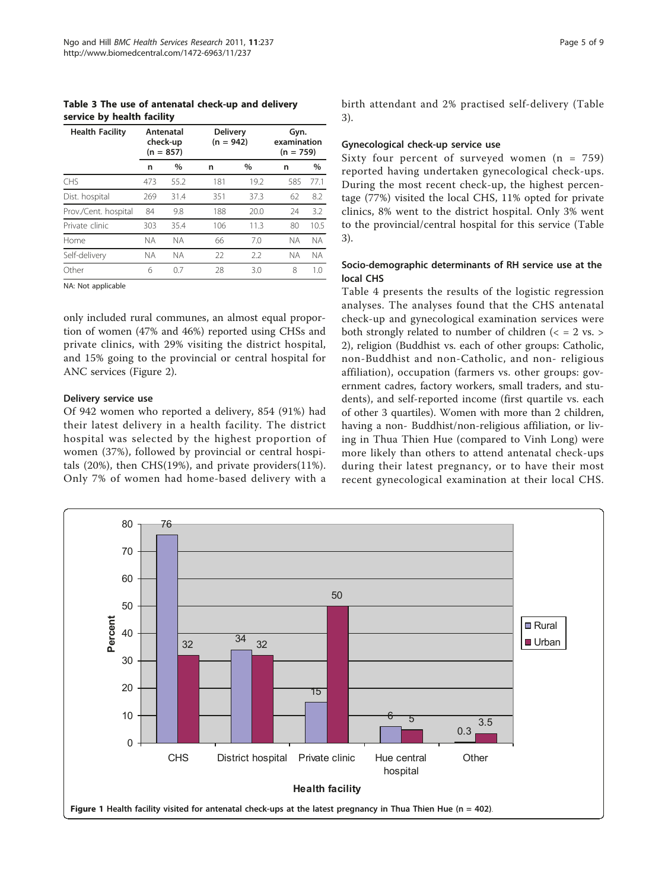**Table 3 The use of antenatal check-up and delivery service by health facility**

| Health Facility | Antenatal check-up (n = 857) | | Delivery (n = 942) | | Gyn. examination (n = 759) | |
|---|---|---|---|---|---|---|
| | n | % | n | % | n | % |
| CHS | 473 | 55.2 | 181 | 19.2 | 585 | 77.1 |
| Dist. hospital | 269 | 31.4 | 351 | 37.3 | 62 | 8.2 |
| Prov./Cent. hospital | 84 | 9.8 | 188 | 20.0 | 24 | 3.2 |
| Private clinic | 303 | 35.4 | 106 | 11.3 | 80 | 10.5 |
| Home | NA | NA | 66 | 7.0 | NA | NA |
| Self-delivery | NA | NA | 22 | 2.2 | NA | NA |
| Other | 6 | 0.7 | 28 | 3.0 | 8 | 1.0 |

NA: Not applicable

only included rural communes, an almost equal proportion of women (47% and 46%) reported using CHSs and private clinics, with 29% visiting the district hospital, and 15% going to the provincial or central hospital for ANC services (Figure 2).

### Delivery service use

Of 942 women who reported a delivery, 854 (91%) had their latest delivery in a health facility. The district hospital was selected by the highest proportion of women (37%), followed by provincial or central hospitals (20%), then CHS(19%), and private providers(11%). Only 7% of women had home-based delivery with a birth attendant and 2% practised self-delivery (Table 3).

### Gynecological check-up service use

Sixty four percent of surveyed women (n = 759) reported having undertaken gynecological check-ups. During the most recent check-up, the highest percentage (77%) visited the local CHS, 11% opted for private clinics, 8% went to the district hospital. Only 3% went to the provincial/central hospital for this service (Table 3).

### Socio-demographic determinants of RH service use at the local CHS

Table 4 presents the results of the logistic regression analyses. The analyses found that the CHS antenatal check-up and gynecological examination services were both strongly related to number of children (< = 2 vs. > 2), religion (Buddhist vs. each of other groups: Catholic, non-Buddhist and non-Catholic, and non- religious affiliation), occupation (farmers vs. other groups: government cadres, factory workers, small traders, and students), and self-reported income (first quartile vs. each of other 3 quartiles). Women with more than 2 children, having a non- Buddhist/non-religious affiliation, or living in Thua Thien Hue (compared to Vinh Long) were more likely than others to attend antenatal check-ups during their latest pregnancy, or to have their most recent gynecological examination at their local CHS.

**Figure 1** Health facility visited for antenatal check-ups at the latest pregnancy in Thua Thien Hue (n = 402).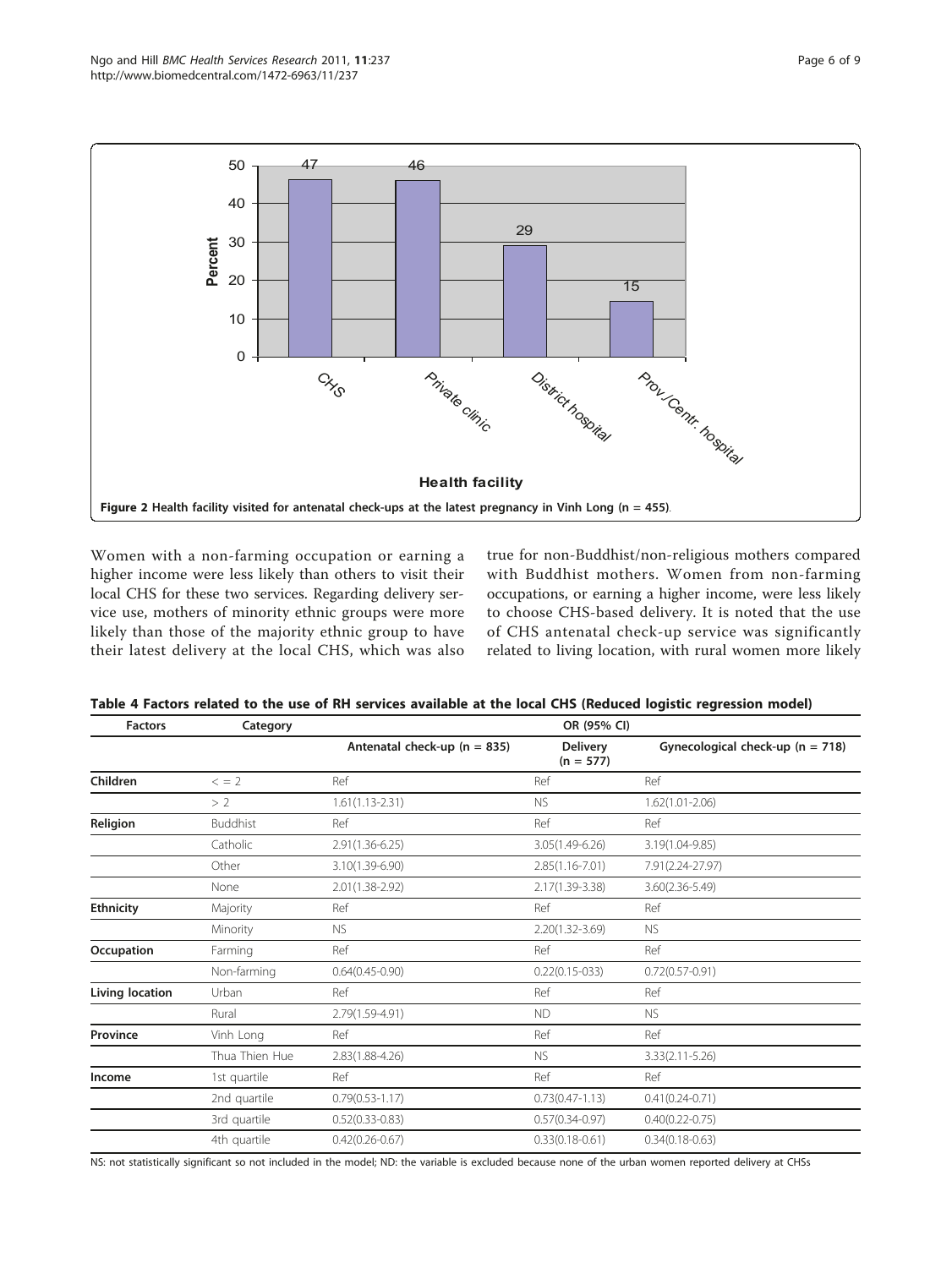Figure 2 Health facility visited for antenatal check-ups at the latest pregnancy in Vinh Long (n = 455).

Women with a non-farming occupation or earning a higher income were less likely than others to visit their local CHS for these two services. Regarding delivery service use, mothers of minority ethnic groups were more likely than those of the majority ethnic group to have their latest delivery at the local CHS, which was also true for non-Buddhist/non-religious mothers compared with Buddhist mothers. Women from non-farming occupations, or earning a higher income, were less likely to choose CHS-based delivery. It is noted that the use of CHS antenatal check-up service was significantly related to living location, with rural women more likely

**Table 4 Factors related to the use of RH services available at the local CHS (Reduced logistic regression model)**

| Factors | Category | OR (95% CI) | | |
|---|---|---|---|---|
| | | Antenatal check-up (n = 835) | Delivery (n = 577) | Gynecological check-up (n = 718) |
| **Children** | < = 2 | Ref | Ref | Ref |
| | > 2 | 1.61(1.13-2.31) | NS | 1.62(1.01-2.06) |
| **Religion** | Buddhist | Ref | Ref | Ref |
| | Catholic | 2.91(1.36-6.25) | 3.05(1.49-6.26) | 3.19(1.04-9.85) |
| | Other | 3.10(1.39-6.90) | 2.85(1.16-7.01) | 7.91(2.24-27.97) |
| | None | 2.01(1.38-2.92) | 2.17(1.39-3.38) | 3.60(2.36-5.49) |
| **Ethnicity** | Majority | Ref | Ref | Ref |
| | Minority | NS | 2.20(1.32-3.69) | NS |
| **Occupation** | Farming | Ref | Ref | Ref |
| | Non-farming | 0.64(0.45-0.90) | 0.22(0.15-033) | 0.72(0.57-0.91) |
| **Living location** | Urban | Ref | Ref | Ref |
| | Rural | 2.79(1.59-4.91) | ND | NS |
| **Province** | Vinh Long | Ref | Ref | Ref |
| | Thua Thien Hue | 2.83(1.88-4.26) | NS | 3.33(2.11-5.26) |
| **Income** | 1st quartile | Ref | Ref | Ref |
| | 2nd quartile | 0.79(0.53-1.17) | 0.73(0.47-1.13) | 0.41(0.24-0.71) |
| | 3rd quartile | 0.52(0.33-0.83) | 0.57(0.34-0.97) | 0.40(0.22-0.75) |
| | 4th quartile | 0.42(0.26-0.67) | 0.33(0.18-0.61) | 0.34(0.18-0.63) |

NS: not statistically significant so not included in the model; ND: the variable is excluded because none of the urban women reported delivery at CHSs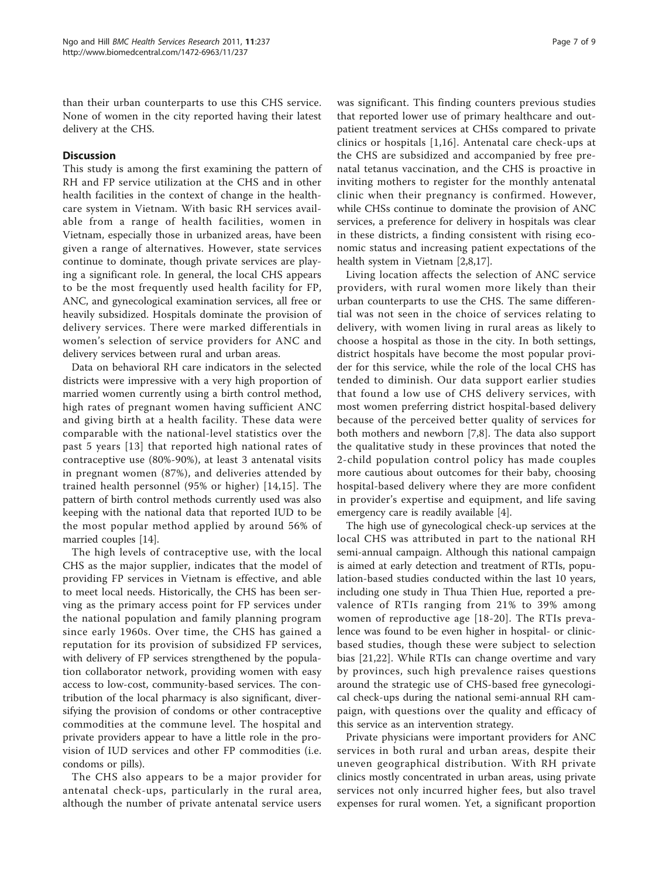than their urban counterparts to use this CHS service. None of women in the city reported having their latest delivery at the CHS.

## Discussion

This study is among the first examining the pattern of RH and FP service utilization at the CHS and in other health facilities in the context of change in the healthcare system in Vietnam. With basic RH services available from a range of health facilities, women in Vietnam, especially those in urbanized areas, have been given a range of alternatives. However, state services continue to dominate, though private services are playing a significant role. In general, the local CHS appears to be the most frequently used health facility for FP, ANC, and gynecological examination services, all free or heavily subsidized. Hospitals dominate the provision of delivery services. There were marked differentials in women's selection of service providers for ANC and delivery services between rural and urban areas.

Data on behavioral RH care indicators in the selected districts were impressive with a very high proportion of married women currently using a birth control method, high rates of pregnant women having sufficient ANC and giving birth at a health facility. These data were comparable with the national-level statistics over the past 5 years [13] that reported high national rates of contraceptive use (80%-90%), at least 3 antenatal visits in pregnant women (87%), and deliveries attended by trained health personnel (95% or higher) [14,15]. The pattern of birth control methods currently used was also keeping with the national data that reported IUD to be the most popular method applied by around 56% of married couples [14].

The high levels of contraceptive use, with the local CHS as the major supplier, indicates that the model of providing FP services in Vietnam is effective, and able to meet local needs. Historically, the CHS has been serving as the primary access point for FP services under the national population and family planning program since early 1960s. Over time, the CHS has gained a reputation for its provision of subsidized FP services, with delivery of FP services strengthened by the population collaborator network, providing women with easy access to low-cost, community-based services. The contribution of the local pharmacy is also significant, diversifying the provision of condoms or other contraceptive commodities at the commune level. The hospital and private providers appear to have a little role in the provision of IUD services and other FP commodities (i.e. condoms or pills).

The CHS also appears to be a major provider for antenatal check-ups, particularly in the rural area, although the number of private antenatal service users was significant. This finding counters previous studies that reported lower use of primary healthcare and outpatient treatment services at CHSs compared to private clinics or hospitals [1,16]. Antenatal care check-ups at the CHS are subsidized and accompanied by free prenatal tetanus vaccination, and the CHS is proactive in inviting mothers to register for the monthly antenatal clinic when their pregnancy is confirmed. However, while CHSs continue to dominate the provision of ANC services, a preference for delivery in hospitals was clear in these districts, a finding consistent with rising economic status and increasing patient expectations of the health system in Vietnam [2,8,17].

Living location affects the selection of ANC service providers, with rural women more likely than their urban counterparts to use the CHS. The same differential was not seen in the choice of services relating to delivery, with women living in rural areas as likely to choose a hospital as those in the city. In both settings, district hospitals have become the most popular provider for this service, while the role of the local CHS has tended to diminish. Our data support earlier studies that found a low use of CHS delivery services, with most women preferring district hospital-based delivery because of the perceived better quality of services for both mothers and newborn [7,8]. The data also support the qualitative study in these provinces that noted the 2-child population control policy has made couples more cautious about outcomes for their baby, choosing hospital-based delivery where they are more confident in provider's expertise and equipment, and life saving emergency care is readily available [4].

The high use of gynecological check-up services at the local CHS was attributed in part to the national RH semi-annual campaign. Although this national campaign is aimed at early detection and treatment of RTIs, population-based studies conducted within the last 10 years, including one study in Thua Thien Hue, reported a prevalence of RTIs ranging from 21% to 39% among women of reproductive age [18-20]. The RTIs prevalence was found to be even higher in hospital- or clinic-based studies, though these were subject to selection bias [21,22]. While RTIs can change overtime and vary by provinces, such high prevalence raises questions around the strategic use of CHS-based free gynecological check-ups during the national semi-annual RH campaign, with questions over the quality and efficacy of this service as an intervention strategy.

Private physicians were important providers for ANC services in both rural and urban areas, despite their uneven geographical distribution. With RH private clinics mostly concentrated in urban areas, using private services not only incurred higher fees, but also travel expenses for rural women. Yet, a significant proportion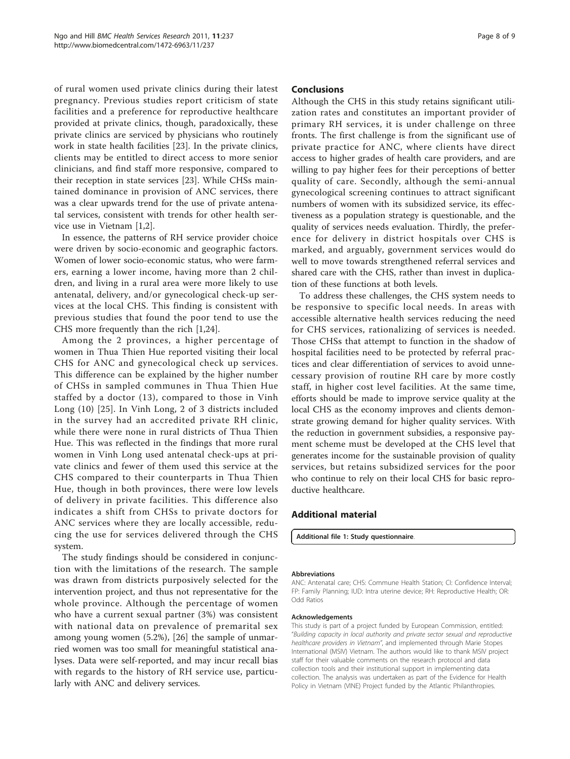of rural women used private clinics during their latest pregnancy. Previous studies report criticism of state facilities and a preference for reproductive healthcare provided at private clinics, though, paradoxically, these private clinics are serviced by physicians who routinely work in state health facilities [23]. In the private clinics, clients may be entitled to direct access to more senior clinicians, and find staff more responsive, compared to their reception in state services [23]. While CHSs maintained dominance in provision of ANC services, there was a clear upwards trend for the use of private antenatal services, consistent with trends for other health service use in Vietnam [1,2].

In essence, the patterns of RH service provider choice were driven by socio-economic and geographic factors. Women of lower socio-economic status, who were farmers, earning a lower income, having more than 2 children, and living in a rural area were more likely to use antenatal, delivery, and/or gynecological check-up services at the local CHS. This finding is consistent with previous studies that found the poor tend to use the CHS more frequently than the rich [1,24].

Among the 2 provinces, a higher percentage of women in Thua Thien Hue reported visiting their local CHS for ANC and gynecological check up services. This difference can be explained by the higher number of CHSs in sampled communes in Thua Thien Hue staffed by a doctor (13), compared to those in Vinh Long (10) [25]. In Vinh Long, 2 of 3 districts included in the survey had an accredited private RH clinic, while there were none in rural districts of Thua Thien Hue. This was reflected in the findings that more rural women in Vinh Long used antenatal check-ups at private clinics and fewer of them used this service at the CHS compared to their counterparts in Thua Thien Hue, though in both provinces, there were low levels of delivery in private facilities. This difference also indicates a shift from CHSs to private doctors for ANC services where they are locally accessible, reducing the use for services delivered through the CHS system.

The study findings should be considered in conjunction with the limitations of the research. The sample was drawn from districts purposively selected for the intervention project, and thus not representative for the whole province. Although the percentage of women who have a current sexual partner (3%) was consistent with national data on prevalence of premarital sex among young women (5.2%), [26] the sample of unmarried women was too small for meaningful statistical analyses. Data were self-reported, and may incur recall bias with regards to the history of RH service use, particularly with ANC and delivery services.

## Conclusions

Although the CHS in this study retains significant utilization rates and constitutes an important provider of primary RH services, it is under challenge on three fronts. The first challenge is from the significant use of private practice for ANC, where clients have direct access to higher grades of health care providers, and are willing to pay higher fees for their perceptions of better quality of care. Secondly, although the semi-annual gynecological screening continues to attract significant numbers of women with its subsidized service, its effectiveness as a population strategy is questionable, and the quality of services needs evaluation. Thirdly, the preference for delivery in district hospitals over CHS is marked, and arguably, government services would do well to move towards strengthened referral services and shared care with the CHS, rather than invest in duplication of these functions at both levels.

To address these challenges, the CHS system needs to be responsive to specific local needs. In areas with accessible alternative health services reducing the need for CHS services, rationalizing of services is needed. Those CHSs that attempt to function in the shadow of hospital facilities need to be protected by referral practices and clear differentiation of services to avoid unnecessary provision of routine RH care by more costly staff, in higher cost level facilities. At the same time, efforts should be made to improve service quality at the local CHS as the economy improves and clients demonstrate growing demand for higher quality services. With the reduction in government subsidies, a responsive payment scheme must be developed at the CHS level that generates income for the sustainable provision of quality services, but retains subsidized services for the poor who continue to rely on their local CHS for basic reproductive healthcare.

## Additional material

**Additional file 1: Study questionnaire**.

#### Abbreviations

ANC: Antenatal care; CHS: Commune Health Station; CI: Confidence Interval; FP: Family Planning; IUD: Intra uterine device; RH: Reproductive Health; OR: Odd Ratios

#### Acknowledgements

This study is part of a project funded by European Commission, entitled: "*Building capacity in local authority and private sector sexual and reproductive healthcare providers in Vietnam*", and implemented through Marie Stopes International (MSIV) Vietnam. The authors would like to thank MSIV project staff for their valuable comments on the research protocol and data collection tools and their institutional support in implementing data collection. The analysis was undertaken as part of the Evidence for Health Policy in Vietnam (VINE) Project funded by the Atlantic Philanthropies.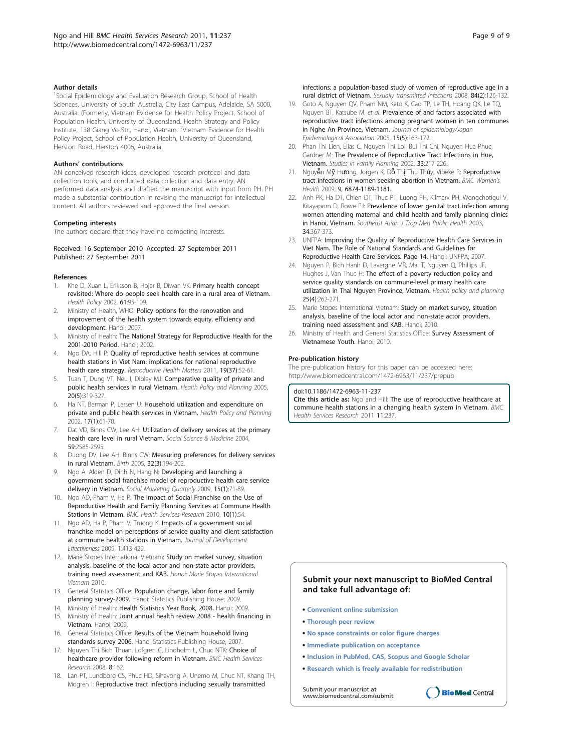### Author details

[1]Social Epidemiology and Evaluation Research Group, School of Health Sciences, University of South Australia, City East Campus, Adelaide, SA 5000, Australia. (Formerly, Vietnam Evidence for Health Policy Project, School of Population Health, University of Queensland. Health Strategy and Policy Institute, 138 Giang Vo Str., Hanoi, Vietnam. [2]Vietnam Evidence for Health Policy Project, School of Population Health, University of Queensland, Herston Road, Herston 4006, Australia.

### Authors' contributions

AN conceived research ideas, developed research protocol and data collection tools, and conducted data collection and data entry. AN performed data analysis and drafted the manuscript with input from PH. PH made a substantial contribution in revising the manuscript for intellectual content. All authors reviewed and approved the final version.

### Competing interests

The authors declare that they have no competing interests.

Received: 16 September 2010 Accepted: 27 September 2011
Published: 27 September 2011

### References

1. Khe D, Xuan L, Eriksson B, Hojer B, Diwan VK: **Primary health concept revisited: Where do people seek health care in a rural area of Vietnam.** *Health Policy* 2002, **61**:95-109.
2. Ministry of Health, WHO: **Policy options for the renovation and improvement of the health system towards equity, efficiency and development.** Hanoi; 2007.
3. Ministry of Health: **The National Strategy for Reproductive Health for the 2001-2010 Period.** Hanoi; 2002.
4. Ngo DA, Hill P: **Quality of reproductive health services at commune health stations in Viet Nam: implications for national reproductive health care strategy.** *Reproductive Health Matters* 2011, **19(37)**:52-61.
5. Tuan T, Dung VT, Neu I, Dibley MJ: **Comparative quality of private and public health services in rural Vietnam.** *Health Policy and Planning* 2005, **20(5)**:319-327.
6. Ha NT, Berman P, Larsen U: **Household utilization and expenditure on private and public health services in Vietnam.** *Health Policy and Planning* 2002, **17(1)**:61-70.
7. Dat VD, Binns CW, Lee AH: **Utilization of delivery services at the primary health care level in rural Vietnam.** *Social Science & Medicine* 2004, **59**:2585-2595.
8. Duong DV, Lee AH, Binns CW: **Measuring preferences for delivery services in rural Vietnam.** *Birth* 2005, **32(3)**:194-202.
9. Ngo A, Alden D, Dinh N, Hang N: **Developing and launching a government social franchise model of reproductive health care service delivery in Vietnam.** *Social Marketing Quarterly* 2009, **15(1)**:71-89.
10. Ngo AD, Pham V, Ha P: **The Impact of Social Franchise on the Use of Reproductive Health and Family Planning Services at Commune Health Stations in Vietnam.** *BMC Health Services Research* 2010, **10(1)**:54.
11. Ngo AD, Ha P, Pham V, Truong K: **Impacts of a government social franchise model on perceptions of service quality and client satisfaction at commune health stations in Vietnam.** *Journal of Development Effectiveness* 2009, **1**:413-429.
12. Marie Stopes International Vietnam: **Study on market survey, situation analysis, baseline of the local actor and non-state actor providers, training need assessment and KAB.** *Hanoi: Marie Stopes International Vietnam* 2010.
13. General Statistics Office: **Population change, labor force and family planning survey-2009.** Hanoi: Statistics Publishing House; 2009.
14. Ministry of Health: **Health Statistics Year Book, 2008.** Hanoi; 2009.
15. Ministry of Health: **Joint annual health review 2008 - health financing in Vietnam.** Hanoi; 2009.
16. General Statistics Office: **Results of the Vietnam household living standards survey 2006.** Hanoi Statistics Publishing House; 2007.
17. Nguyen Thi Bich Thuan, Lofgren C, Lindholm L, Chuc NTK: **Choice of healthcare provider following reform in Vietnam.** *BMC Health Services Research* 2008, **8**:162.
18. Lan PT, Lundborg CS, Phuc HD, Sihavong A, Unemo M, Chuc NT, Khang TH, Mogren I: **Reproductive tract infections including sexually transmitted infections: a population-based study of women of reproductive age in a rural district of Vietnam.** *Sexually transmitted infections* 2008, **84(2)**:126-132.
19. Goto A, Nguyen QV, Pham NM, Kato K, Cao TP, Le TH, Hoang QK, Le TQ, Nguyen BT, Katsube M, *et al*: **Prevalence of and factors associated with reproductive tract infections among pregnant women in ten communes in Nghe An Province, Vietnam.** *Journal of epidemiology/Japan Epidemiological Association* 2005, **15(5)**:163-172.
20. Phan Thi Lien, Elias C, Nguyen Thi Loi, Bui Thi Chi, Nguyen Hua Phuc, Gardner M: **The Prevalence of Reproductive Tract Infections in Hue, Vietnam.** *Studies in Family Planning* 2002, **33**:217-226.
21. Nguyễn Mỹ Hương, Jorgen K, Đỗ Thị Thu Thủy, Vibeke R: **Reproductive tract infections in women seeking abortion in Vietnam.** *BMC Women's Health* 2009, **9**, 6874-1189-1181.
22. Anh PK, Ha DT, Chien DT, Thuc PT, Luong PH, Kilmarx PH, Wongchotigul V, Kitayaporn D, Rowe PJ: **Prevalence of lower genital tract infection among women attending maternal and child health and family planning clinics in Hanoi, Vietnam.** *Southeast Asian J Trop Med Public Health* 2003, **34**:367-373.
23. UNFPA: **Improving the Quality of Reproductive Health Care Services in Viet Nam. The Role of National Standards and Guidelines for Reproductive Health Care Services. Page 14.** Hanoi: UNFPA; 2007.
24. Nguyen P, Bich Hanh D, Lavergne MR, Mai T, Nguyen Q, Phillips JF, Hughes J, Van Thuc H: **The effect of a poverty reduction policy and service quality standards on commune-level primary health care utilization in Thai Nguyen Province, Vietnam.** *Health policy and planning* **25(4)**:262-271.
25. Marie Stopes International Vietnam: **Study on market survey, situation analysis, baseline of the local actor and non-state actor providers, training need assessment and KAB.** Hanoi; 2010.
26. Ministry of Health and General Statistics Office: **Survey Assessment of Vietnamese Youth.** Hanoi; 2010.

### Pre-publication history

The pre-publication history for this paper can be accessed here:
http://www.biomedcentral.com/1472-6963/11/237/prepub

doi:10.1186/1472-6963-11-237
**Cite this article as:** Ngo and Hill: The use of reproductive healthcare at commune health stations in a changing health system in Vietnam. *BMC Health Services Research* 2011 **11**:237.

**Submit your next manuscript to BioMed Central and take full advantage of:**

- Convenient online submission
- Thorough peer review
- No space constraints or color figure charges
- Immediate publication on acceptance
- Inclusion in PubMed, CAS, Scopus and Google Scholar
- Research which is freely available for redistribution

Submit your manuscript at
www.biomedcentral.com/submit

BioMed Central